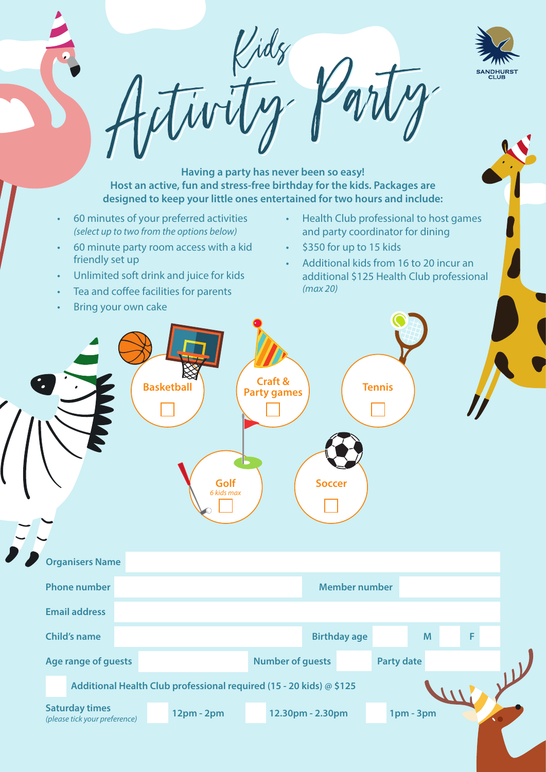# Kids Activity Party

SANDHURST CLUB

**Having a party has never been so easy!**
**Host an active, fun and stress-free birthday for the kids. Packages are designed to keep your little ones entertained for two hours and include:**

- 60 minutes of your preferred activities *(select up to two from the options below)*
- 60 minute party room access with a kid friendly set up
- Unlimited soft drink and juice for kids
- Tea and coffee facilities for parents
- Bring your own cake
- Health Club professional to host games and party coordinator for dining
- $350 for up to 15 kids
- Additional kids from 16 to 20 incur an additional $125 Health Club professional *(max 20)*

☐ **Basketball**

☐ **Craft & Party games**

☐ **Tennis**

☐ **Golf** *6 kids max*

☐ **Soccer**

| | | | |
|---|---|---|---|
| **Organisers Name** | | | |
| **Phone number** | | **Member number** | |
| **Email address** | | | |
| **Child's name** | | **Birthday age** | M ☐ F ☐ |
| **Age range of guests** | | **Number of guests** | **Party date** |

☐ **Additional Health Club professional required (15 - 20 kids) @ $125**

**Saturday times** *(please tick your preference)* ☐ **12pm - 2pm** ☐ **12.30pm - 2.30pm** ☐ **1pm - 3pm**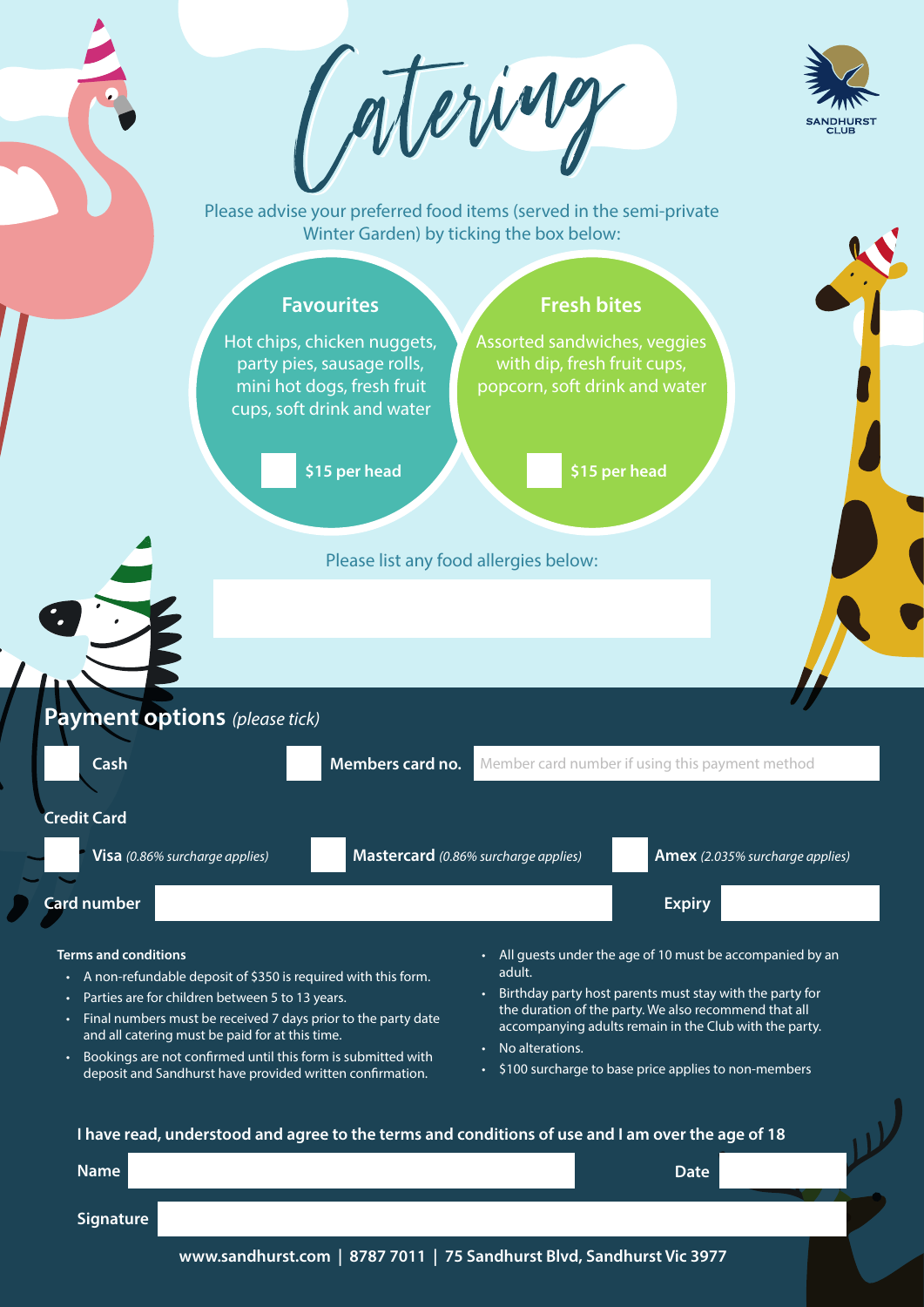# Catering

SANDHURST CLUB

Please advise your preferred food items (served in the semi-private Winter Garden) by ticking the box below:

## Favourites

Hot chips, chicken nuggets, party pies, sausage rolls, mini hot dogs, fresh fruit cups, soft drink and water

☐ **$15 per head**

## Fresh bites

Assorted sandwiches, veggies with dip, fresh fruit cups, popcorn, soft drink and water

☐ **$15 per head**

Please list any food allergies below:

## Payment options *(please tick)*

☐ **Cash**

☐ **Members card no.** Member card number if using this payment method

**Credit Card**

☐ **Visa** *(0.86% surcharge applies)*

☐ **Mastercard** *(0.86% surcharge applies)*

☐ **Amex** *(2.035% surcharge applies)*

**Card number**

**Expiry**

### Terms and conditions

- A non-refundable deposit of $350 is required with this form.
- Parties are for children between 5 to 13 years.
- Final numbers must be received 7 days prior to the party date and all catering must be paid for at this time.
- Bookings are not confirmed until this form is submitted with deposit and Sandhurst have provided written confirmation.
- All guests under the age of 10 must be accompanied by an adult.
- Birthday party host parents must stay with the party for the duration of the party. We also recommend that all accompanying adults remain in the Club with the party.
- No alterations.
- $100 surcharge to base price applies to non-members

**I have read, understood and agree to the terms and conditions of use and I am over the age of 18**

**Name**

**Date**

**Signature**

**www.sandhurst.com | 8787 7011 | 75 Sandhurst Blvd, Sandhurst Vic 3977**